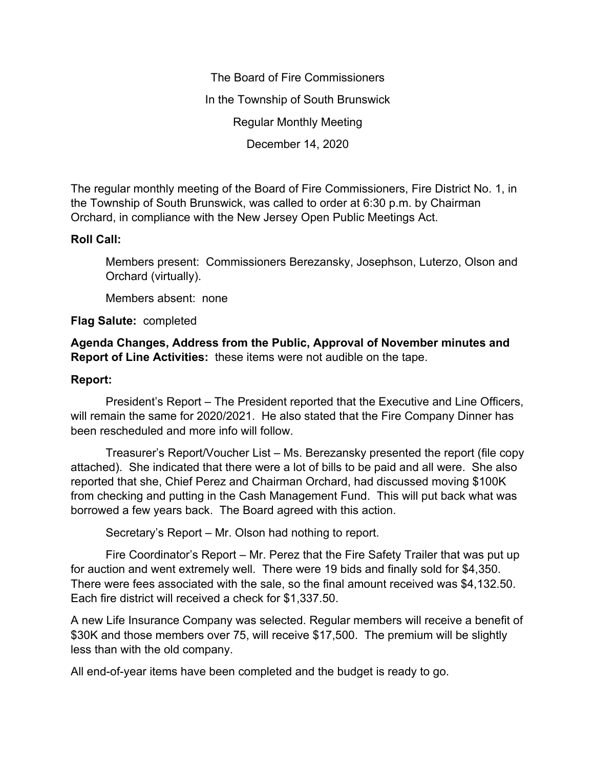The Board of Fire Commissioners

In the Township of South Brunswick

Regular Monthly Meeting

December 14, 2020

The regular monthly meeting of the Board of Fire Commissioners, Fire District No. 1, in the Township of South Brunswick, was called to order at 6:30 p.m. by Chairman Orchard, in compliance with the New Jersey Open Public Meetings Act.

**Roll Call:**

Members present: Commissioners Berezansky, Josephson, Luterzo, Olson and Orchard (virtually).

Members absent: none

**Flag Salute:** completed

**Agenda Changes, Address from the Public, Approval of November minutes and Report of Line Activities:** these items were not audible on the tape.

**Report:**

President's Report – The President reported that the Executive and Line Officers, will remain the same for 2020/2021. He also stated that the Fire Company Dinner has been rescheduled and more info will follow.

Treasurer's Report/Voucher List – Ms. Berezansky presented the report (file copy attached). She indicated that there were a lot of bills to be paid and all were. She also reported that she, Chief Perez and Chairman Orchard, had discussed moving $100K from checking and putting in the Cash Management Fund. This will put back what was borrowed a few years back. The Board agreed with this action.

Secretary's Report – Mr. Olson had nothing to report.

Fire Coordinator's Report – Mr. Perez that the Fire Safety Trailer that was put up for auction and went extremely well. There were 19 bids and finally sold for $4,350. There were fees associated with the sale, so the final amount received was $4,132.50. Each fire district will received a check for $1,337.50.

A new Life Insurance Company was selected. Regular members will receive a benefit of $30K and those members over 75, will receive $17,500. The premium will be slightly less than with the old company.

All end-of-year items have been completed and the budget is ready to go.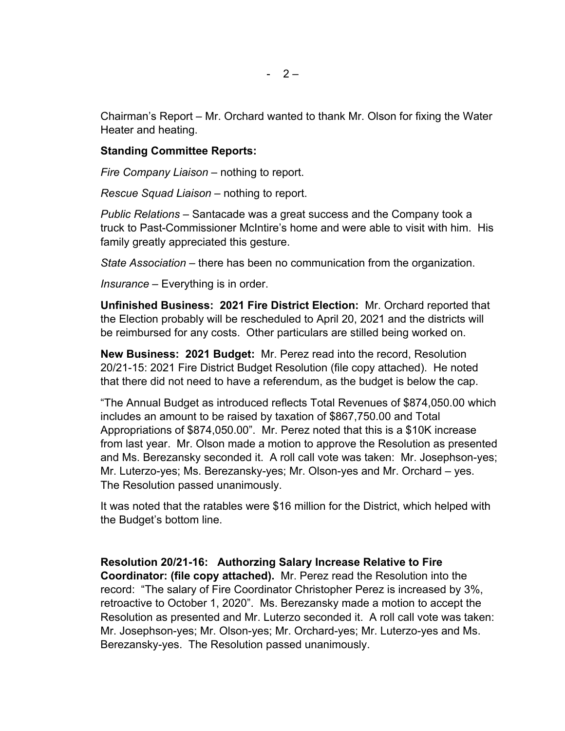Chairman's Report – Mr. Orchard wanted to thank Mr. Olson for fixing the Water Heater and heating.

**Standing Committee Reports:**

*Fire Company Liaison* – nothing to report.

*Rescue Squad Liaison* – nothing to report.

*Public Relations* – Santacade was a great success and the Company took a truck to Past-Commissioner McIntire's home and were able to visit with him. His family greatly appreciated this gesture.

*State Association* – there has been no communication from the organization.

*Insurance* – Everything is in order.

**Unfinished Business: 2021 Fire District Election:** Mr. Orchard reported that the Election probably will be rescheduled to April 20, 2021 and the districts will be reimbursed for any costs. Other particulars are stilled being worked on.

**New Business: 2021 Budget:** Mr. Perez read into the record, Resolution 20/21-15: 2021 Fire District Budget Resolution (file copy attached). He noted that there did not need to have a referendum, as the budget is below the cap.

"The Annual Budget as introduced reflects Total Revenues of $874,050.00 which includes an amount to be raised by taxation of $867,750.00 and Total Appropriations of $874,050.00". Mr. Perez noted that this is a $10K increase from last year. Mr. Olson made a motion to approve the Resolution as presented and Ms. Berezansky seconded it. A roll call vote was taken: Mr. Josephson-yes; Mr. Luterzo-yes; Ms. Berezansky-yes; Mr. Olson-yes and Mr. Orchard – yes. The Resolution passed unanimously.

It was noted that the ratables were $16 million for the District, which helped with the Budget's bottom line.

**Resolution 20/21-16: Authorzing Salary Increase Relative to Fire Coordinator: (file copy attached).** Mr. Perez read the Resolution into the record: "The salary of Fire Coordinator Christopher Perez is increased by 3%, retroactive to October 1, 2020". Ms. Berezansky made a motion to accept the Resolution as presented and Mr. Luterzo seconded it. A roll call vote was taken: Mr. Josephson-yes; Mr. Olson-yes; Mr. Orchard-yes; Mr. Luterzo-yes and Ms. Berezansky-yes. The Resolution passed unanimously.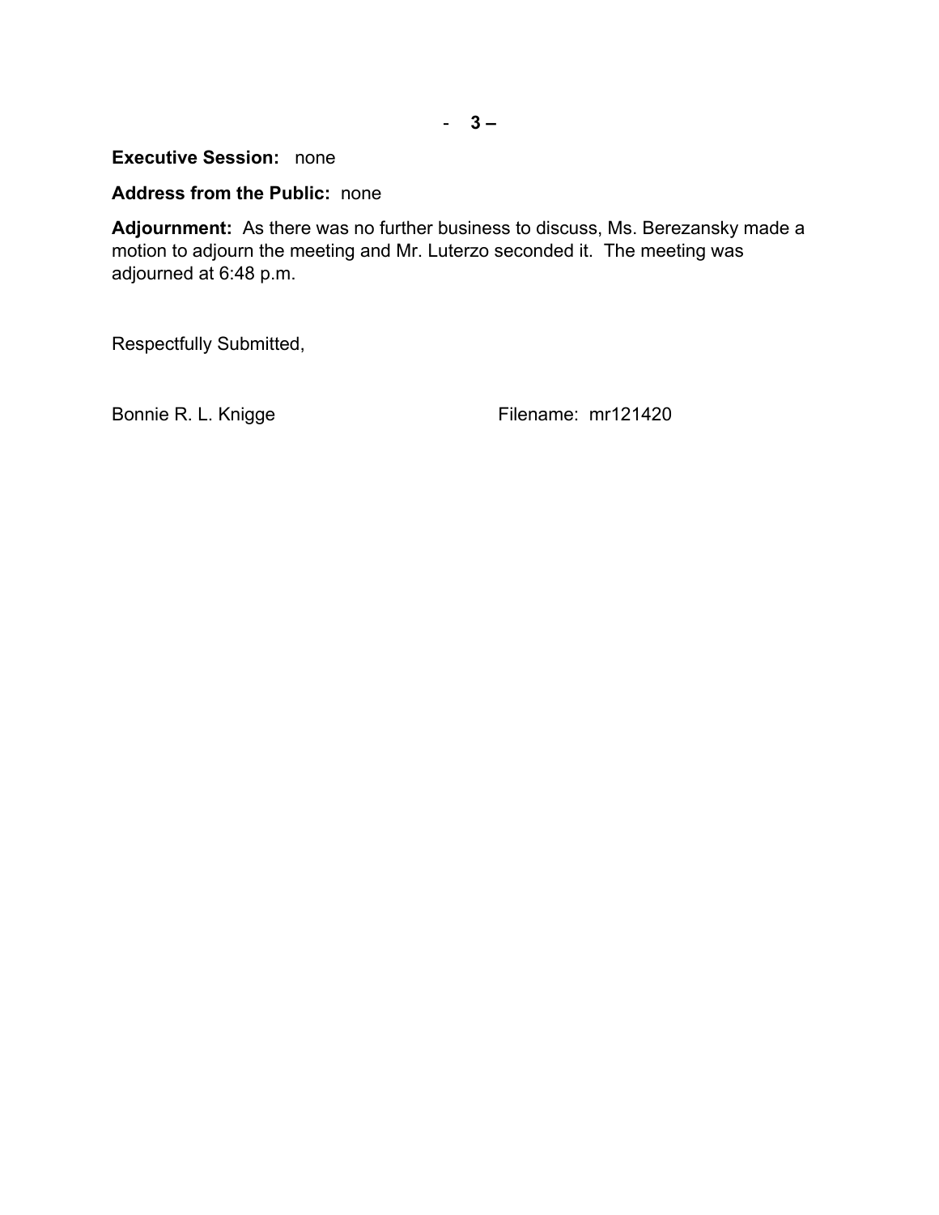**Executive Session:** none

**Address from the Public:** none

**Adjournment:** As there was no further business to discuss, Ms. Berezansky made a motion to adjourn the meeting and Mr. Luterzo seconded it. The meeting was adjourned at 6:48 p.m.

Respectfully Submitted,

Bonnie R. L. Knigge    Filename: mr121420